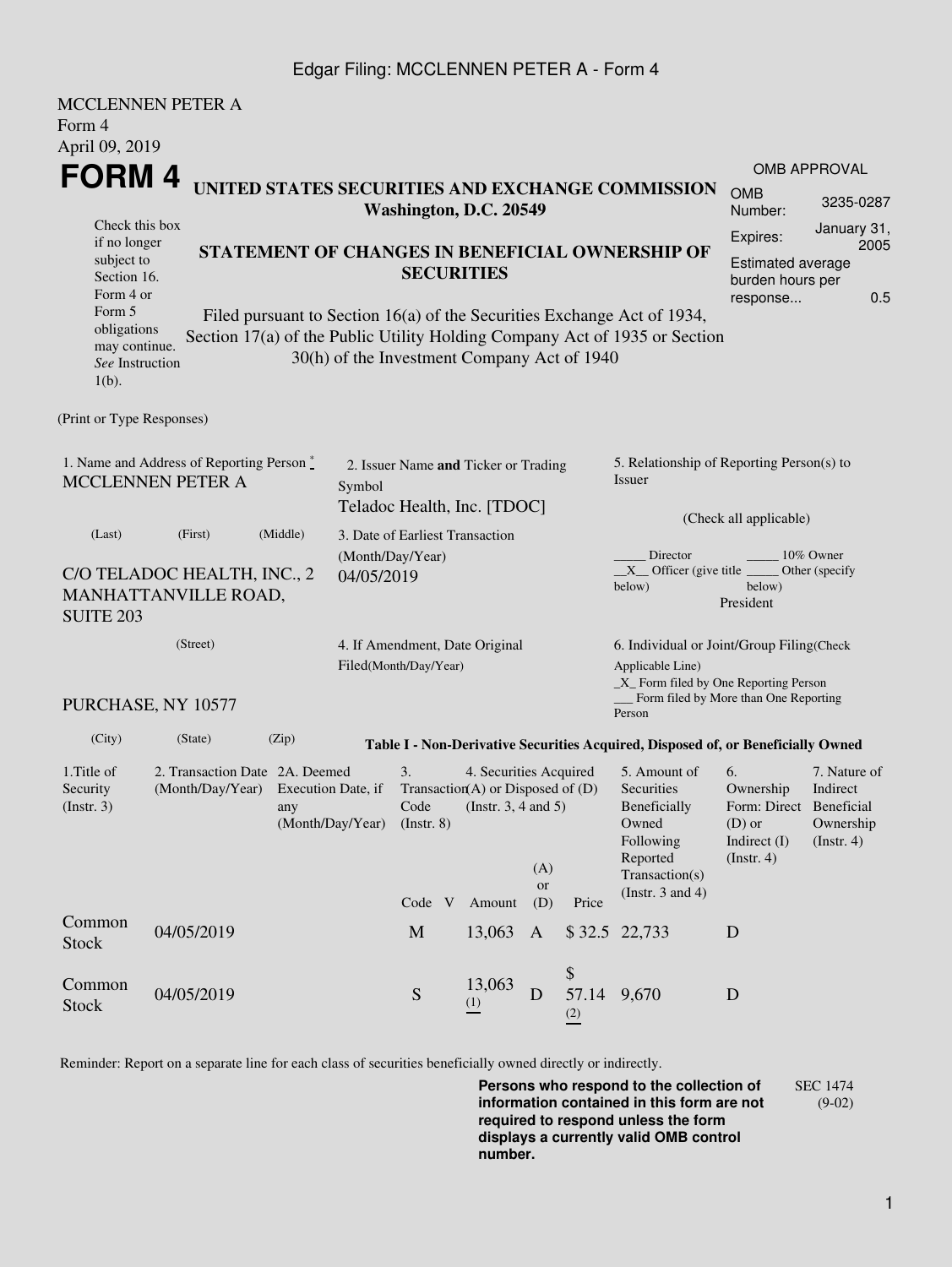Edgar Filing: MCCLENNEN PETER A - Form 4

MCCLENNEN PETER A
Form 4
April 09, 2019

# FORM 4

Check this box if no longer subject to Section 16. Form 4 or Form 5 obligations may continue. *See* Instruction 1(b).

## UNITED STATES SECURITIES AND EXCHANGE COMMISSION
**Washington, D.C. 20549**

## STATEMENT OF CHANGES IN BENEFICIAL OWNERSHIP OF SECURITIES

Filed pursuant to Section 16(a) of the Securities Exchange Act of 1934, Section 17(a) of the Public Utility Holding Company Act of 1935 or Section 30(h) of the Investment Company Act of 1940

| OMB APPROVAL | |
|---|---|
| OMB Number: | 3235-0287 |
| Expires: | January 31, 2005 |
| Estimated average burden hours per response... | 0.5 |

(Print or Type Responses)

1. Name and Address of Reporting Person *
MCCLENNEN PETER A

(Last) (First) (Middle)

C/O TELADOC HEALTH, INC., 2 MANHATTANVILLE ROAD, SUITE 203

(Street)

PURCHASE, NY 10577

(City) (State) (Zip)

2. Issuer Name **and** Ticker or Trading Symbol
Teladoc Health, Inc. [TDOC]

3. Date of Earliest Transaction (Month/Day/Year)
04/05/2019

4. If Amendment, Date Original Filed(Month/Day/Year)

5. Relationship of Reporting Person(s) to Issuer

(Check all applicable)

_____ Director _____ 10% Owner
__X__ Officer (give title below) _____ Other (specify below)
President

6. Individual or Joint/Group Filing(Check Applicable Line)
_X_ Form filed by One Reporting Person
___ Form filed by More than One Reporting Person

**Table I - Non-Derivative Securities Acquired, Disposed of, or Beneficially Owned**

| 1.Title of Security (Instr. 3) | 2. Transaction Date (Month/Day/Year) | 2A. Deemed Execution Date, if any (Month/Day/Year) | 3. Transaction Code (Instr. 8) | | 4. Securities Acquired (A) or Disposed of (D) (Instr. 3, 4 and 5) | | | 5. Amount of Securities Beneficially Owned Following Reported Transaction(s) (Instr. 3 and 4) | 6. Ownership Form: Direct (D) or Indirect (I) (Instr. 4) | 7. Nature of Indirect Beneficial Ownership (Instr. 4) |
|---|---|---|---|---|---|---|---|---|---|---|
| | | | Code | V | Amount | (A) or (D) | Price | | | |
| Common Stock | 04/05/2019 | | M | | 13,063 | A | $ 32.5 | 22,733 | D | |
| Common Stock | 04/05/2019 | | S | | 13,063 (1) | D | $ 57.14 (2) | 9,670 | D | |

Reminder: Report on a separate line for each class of securities beneficially owned directly or indirectly.

**Persons who respond to the collection of information contained in this form are not required to respond unless the form displays a currently valid OMB control number.**

SEC 1474 (9-02)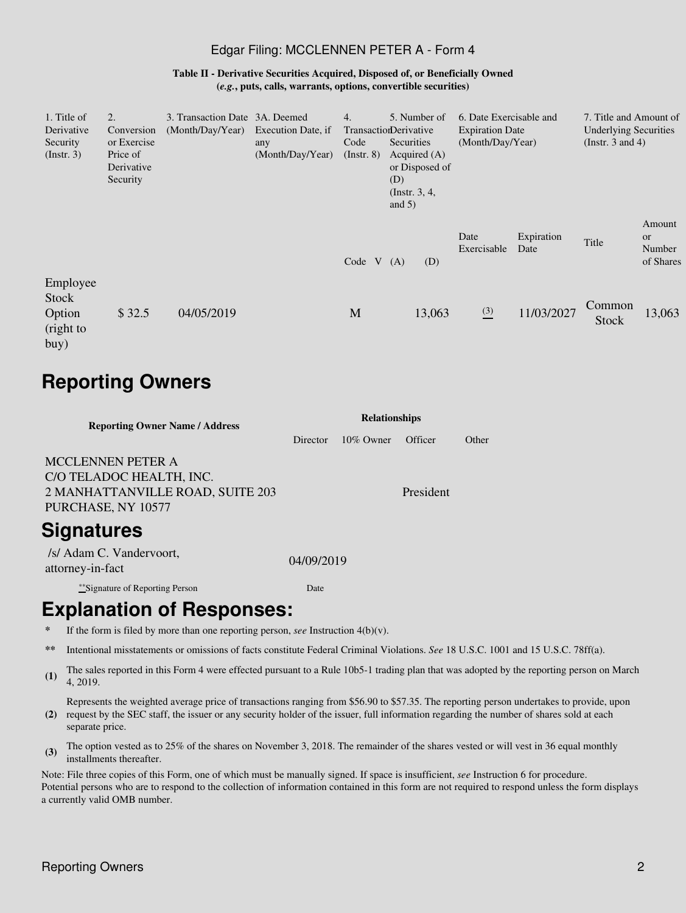Table II - Derivative Securities Acquired, Disposed of, or Beneficially Owned
(*e.g.*, puts, calls, warrants, options, convertible securities)

| 1. Title of Derivative Security (Instr. 3) | 2. Conversion or Exercise Price of Derivative Security | 3. Transaction Date (Month/Day/Year) | 3A. Deemed Execution Date, if any (Month/Day/Year) | 4. Transaction Code (Instr. 8) | | 5. Number of Derivative Securities Acquired (A) or Disposed of (D) (Instr. 3, 4, and 5) | | 6. Date Exercisable and Expiration Date (Month/Day/Year) | | 7. Title and Amount of Underlying Securities (Instr. 3 and 4) | |
|---|---|---|---|---|---|---|---|---|---|---|---|
| | | | | Code | V | (A) | (D) | Date Exercisable | Expiration Date | Title | Amount or Number of Shares |
| Employee Stock Option (right to buy) | $ 32.5 | 04/05/2019 | | M | | | 13,063 | (3) | 11/03/2027 | Common Stock | 13,063 |

## Reporting Owners

| Reporting Owner Name / Address | Relationships | | | |
|---|---|---|---|---|
| | Director | 10% Owner | Officer | Other |
| MCCLENNEN PETER A<br>C/O TELADOC HEALTH, INC.<br>2 MANHATTANVILLE ROAD, SUITE 203<br>PURCHASE, NY 10577 | | | President | |

## Signatures

| | |
|---|---|
| /s/ Adam C. Vandervoort, attorney-in-fact | 04/09/2019 |
| **Signature of Reporting Person | Date |

## Explanation of Responses:

\* If the form is filed by more than one reporting person, *see* Instruction 4(b)(v).

** Intentional misstatements or omissions of facts constitute Federal Criminal Violations. *See* 18 U.S.C. 1001 and 15 U.S.C. 78ff(a).

**(1)** The sales reported in this Form 4 were effected pursuant to a Rule 10b5-1 trading plan that was adopted by the reporting person on March 4, 2019.

**(2)** Represents the weighted average price of transactions ranging from $56.90 to $57.35. The reporting person undertakes to provide, upon request by the SEC staff, the issuer or any security holder of the issuer, full information regarding the number of shares sold at each separate price.

**(3)** The option vested as to 25% of the shares on November 3, 2018. The remainder of the shares vested or will vest in 36 equal monthly installments thereafter.

Note: File three copies of this Form, one of which must be manually signed. If space is insufficient, *see* Instruction 6 for procedure.
Potential persons who are to respond to the collection of information contained in this form are not required to respond unless the form displays a currently valid OMB number.